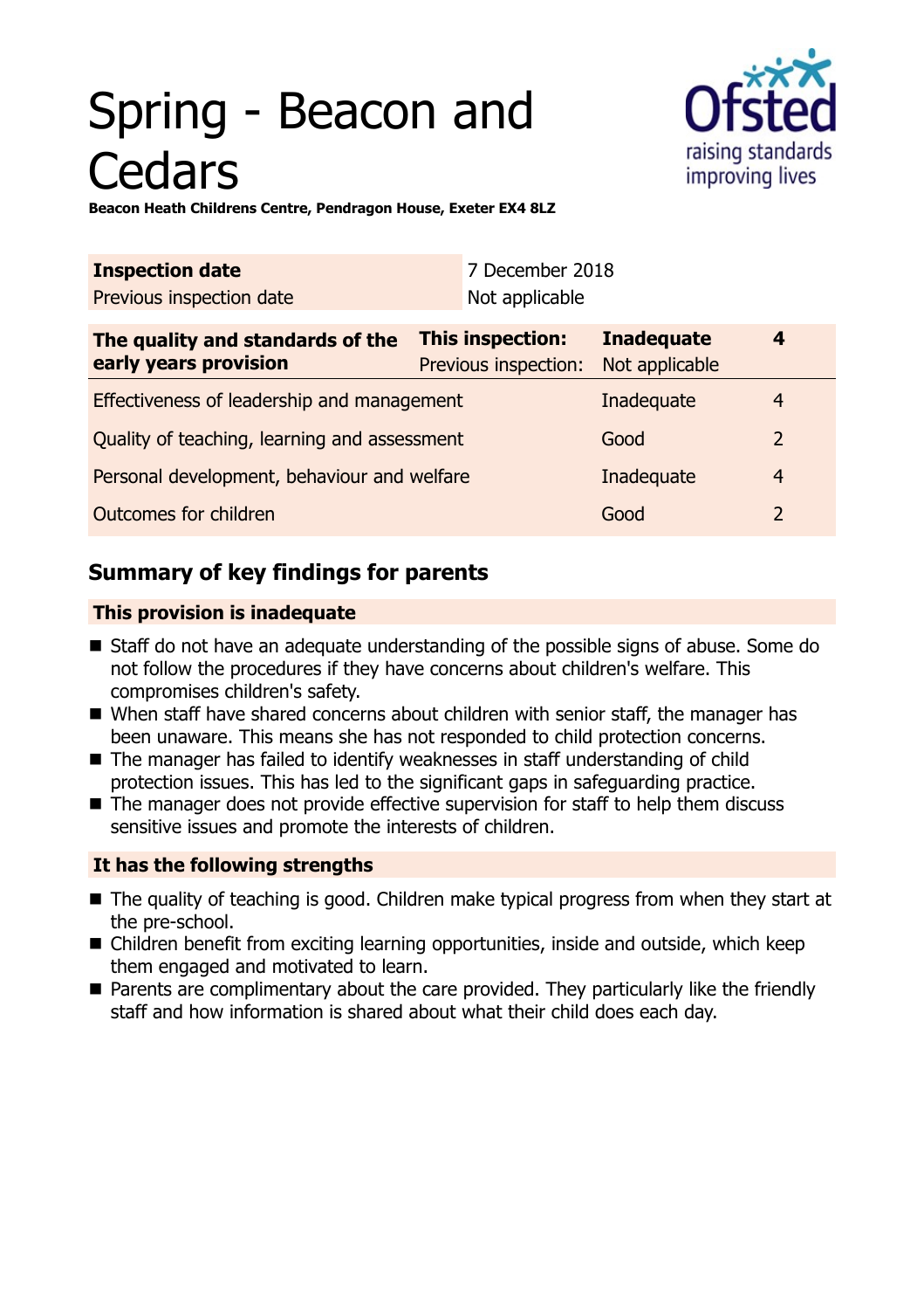# Spring - Beacon and Cedars

**Beacon Heath Childrens Centre, Pendragon House, Exeter EX4 8LZ**

| | |
|---|---|
| **Inspection date** | 7 December 2018 |
| Previous inspection date | Not applicable |

| | | | |
|---|---|---|---|
| **The quality and standards of the early years provision** | **This inspection:** | **Inadequate** | **4** |
| | Previous inspection: | Not applicable | |
| Effectiveness of leadership and management | | Inadequate | 4 |
| Quality of teaching, learning and assessment | | Good | 2 |
| Personal development, behaviour and welfare | | Inadequate | 4 |
| Outcomes for children | | Good | 2 |

## Summary of key findings for parents

### This provision is inadequate

- Staff do not have an adequate understanding of the possible signs of abuse. Some do not follow the procedures if they have concerns about children's welfare. This compromises children's safety.
- When staff have shared concerns about children with senior staff, the manager has been unaware. This means she has not responded to child protection concerns.
- The manager has failed to identify weaknesses in staff understanding of child protection issues. This has led to the significant gaps in safeguarding practice.
- The manager does not provide effective supervision for staff to help them discuss sensitive issues and promote the interests of children.

### It has the following strengths

- The quality of teaching is good. Children make typical progress from when they start at the pre-school.
- Children benefit from exciting learning opportunities, inside and outside, which keep them engaged and motivated to learn.
- Parents are complimentary about the care provided. They particularly like the friendly staff and how information is shared about what their child does each day.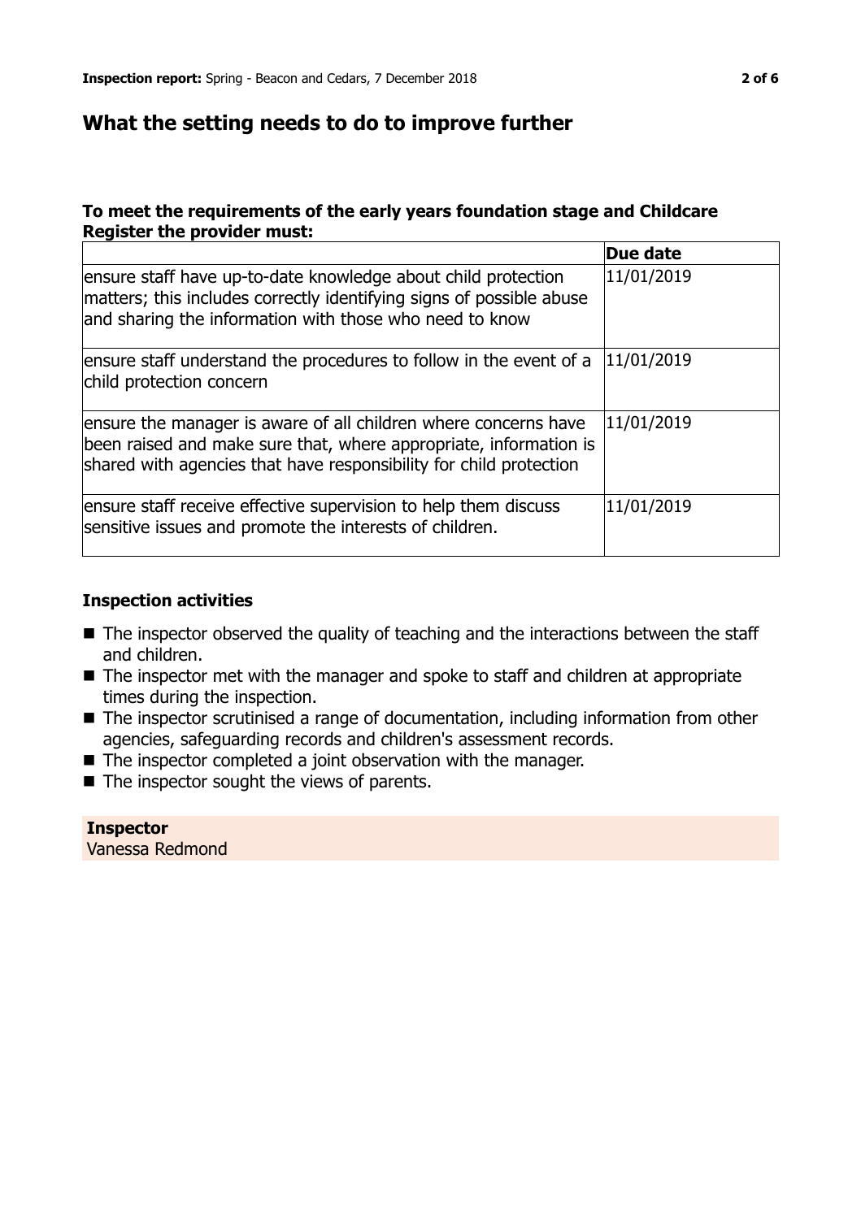## What the setting needs to do to improve further

### To meet the requirements of the early years foundation stage and Childcare Register the provider must:

| | Due date |
|---|---|
| ensure staff have up-to-date knowledge about child protection matters; this includes correctly identifying signs of possible abuse and sharing the information with those who need to know | 11/01/2019 |
| ensure staff understand the procedures to follow in the event of a child protection concern | 11/01/2019 |
| ensure the manager is aware of all children where concerns have been raised and make sure that, where appropriate, information is shared with agencies that have responsibility for child protection | 11/01/2019 |
| ensure staff receive effective supervision to help them discuss sensitive issues and promote the interests of children. | 11/01/2019 |

### Inspection activities

- The inspector observed the quality of teaching and the interactions between the staff and children.
- The inspector met with the manager and spoke to staff and children at appropriate times during the inspection.
- The inspector scrutinised a range of documentation, including information from other agencies, safeguarding records and children's assessment records.
- The inspector completed a joint observation with the manager.
- The inspector sought the views of parents.

**Inspector**
Vanessa Redmond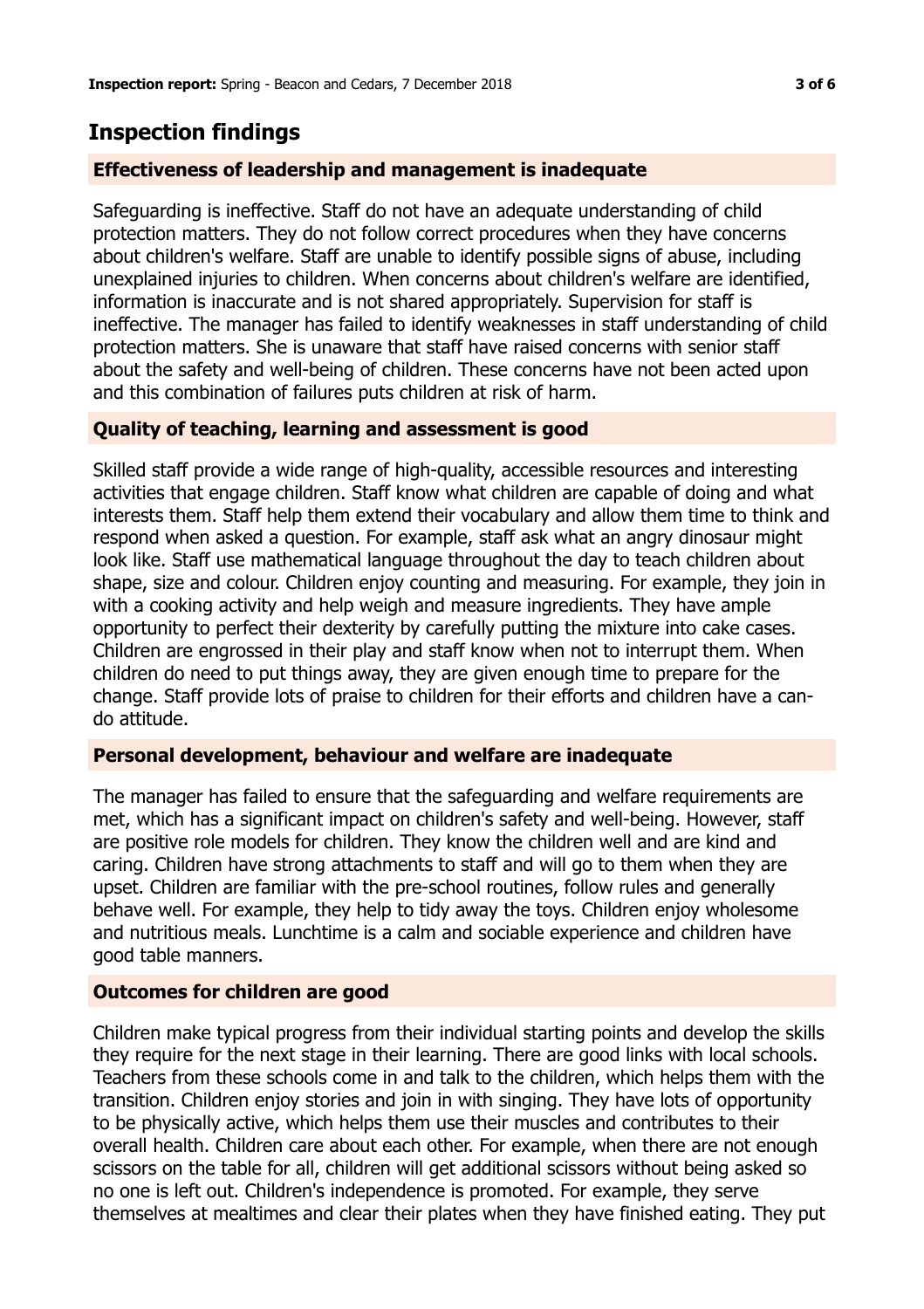## Inspection findings

### Effectiveness of leadership and management is inadequate

Safeguarding is ineffective. Staff do not have an adequate understanding of child protection matters. They do not follow correct procedures when they have concerns about children's welfare. Staff are unable to identify possible signs of abuse, including unexplained injuries to children. When concerns about children's welfare are identified, information is inaccurate and is not shared appropriately. Supervision for staff is ineffective. The manager has failed to identify weaknesses in staff understanding of child protection matters. She is unaware that staff have raised concerns with senior staff about the safety and well-being of children. These concerns have not been acted upon and this combination of failures puts children at risk of harm.

### Quality of teaching, learning and assessment is good

Skilled staff provide a wide range of high-quality, accessible resources and interesting activities that engage children. Staff know what children are capable of doing and what interests them. Staff help them extend their vocabulary and allow them time to think and respond when asked a question. For example, staff ask what an angry dinosaur might look like. Staff use mathematical language throughout the day to teach children about shape, size and colour. Children enjoy counting and measuring. For example, they join in with a cooking activity and help weigh and measure ingredients. They have ample opportunity to perfect their dexterity by carefully putting the mixture into cake cases. Children are engrossed in their play and staff know when not to interrupt them. When children do need to put things away, they are given enough time to prepare for the change. Staff provide lots of praise to children for their efforts and children have a can-do attitude.

### Personal development, behaviour and welfare are inadequate

The manager has failed to ensure that the safeguarding and welfare requirements are met, which has a significant impact on children's safety and well-being. However, staff are positive role models for children. They know the children well and are kind and caring. Children have strong attachments to staff and will go to them when they are upset. Children are familiar with the pre-school routines, follow rules and generally behave well. For example, they help to tidy away the toys. Children enjoy wholesome and nutritious meals. Lunchtime is a calm and sociable experience and children have good table manners.

### Outcomes for children are good

Children make typical progress from their individual starting points and develop the skills they require for the next stage in their learning. There are good links with local schools. Teachers from these schools come in and talk to the children, which helps them with the transition. Children enjoy stories and join in with singing. They have lots of opportunity to be physically active, which helps them use their muscles and contributes to their overall health. Children care about each other. For example, when there are not enough scissors on the table for all, children will get additional scissors without being asked so no one is left out. Children's independence is promoted. For example, they serve themselves at mealtimes and clear their plates when they have finished eating. They put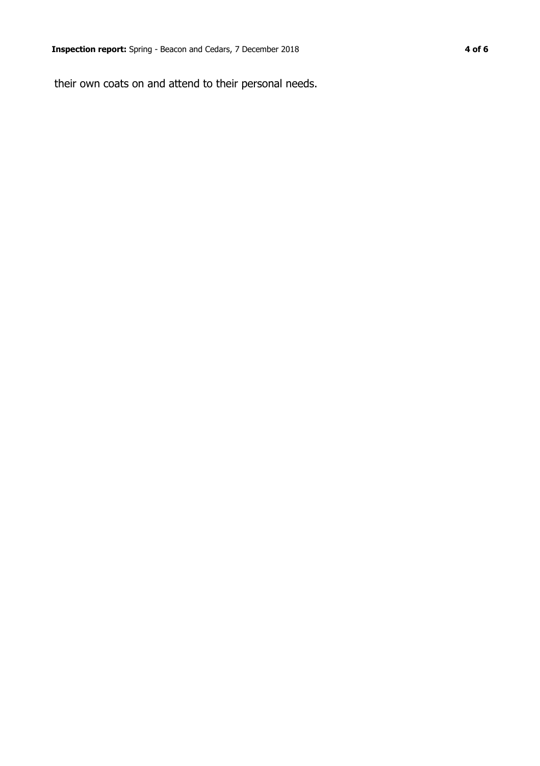their own coats on and attend to their personal needs.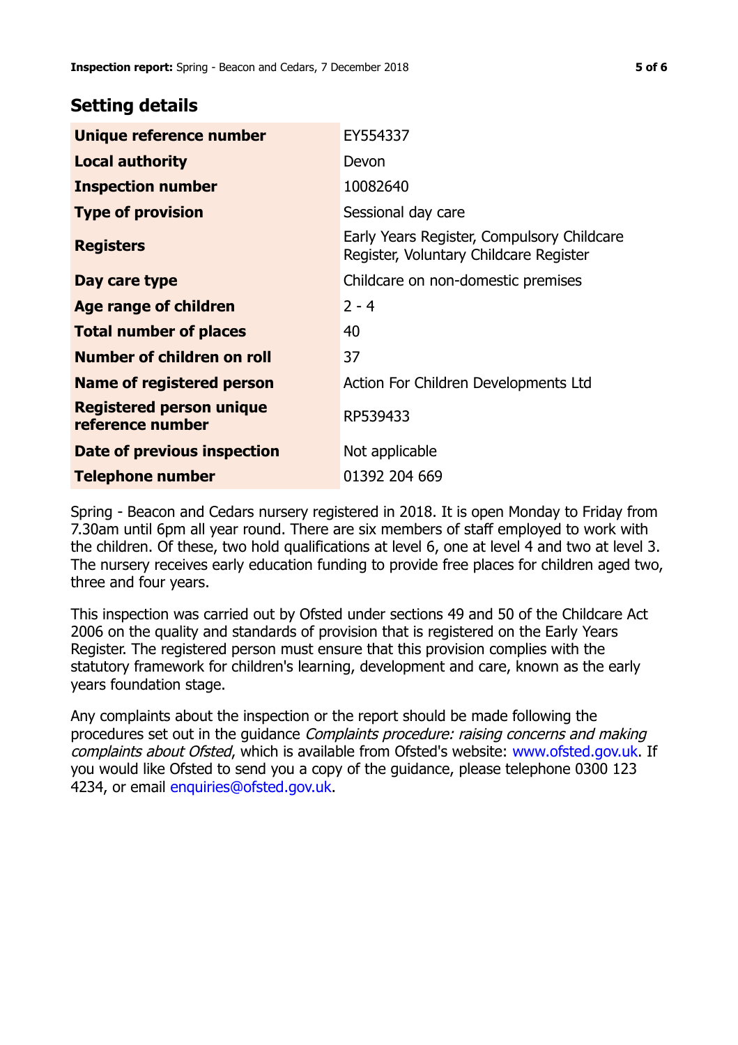## Setting details

| | |
|---|---|
| **Unique reference number** | EY554337 |
| **Local authority** | Devon |
| **Inspection number** | 10082640 |
| **Type of provision** | Sessional day care |
| **Registers** | Early Years Register, Compulsory Childcare Register, Voluntary Childcare Register |
| **Day care type** | Childcare on non-domestic premises |
| **Age range of children** | 2 - 4 |
| **Total number of places** | 40 |
| **Number of children on roll** | 37 |
| **Name of registered person** | Action For Children Developments Ltd |
| **Registered person unique reference number** | RP539433 |
| **Date of previous inspection** | Not applicable |
| **Telephone number** | 01392 204 669 |

Spring - Beacon and Cedars nursery registered in 2018. It is open Monday to Friday from 7.30am until 6pm all year round. There are six members of staff employed to work with the children. Of these, two hold qualifications at level 6, one at level 4 and two at level 3. The nursery receives early education funding to provide free places for children aged two, three and four years.

This inspection was carried out by Ofsted under sections 49 and 50 of the Childcare Act 2006 on the quality and standards of provision that is registered on the Early Years Register. The registered person must ensure that this provision complies with the statutory framework for children's learning, development and care, known as the early years foundation stage.

Any complaints about the inspection or the report should be made following the procedures set out in the guidance *Complaints procedure: raising concerns and making complaints about Ofsted*, which is available from Ofsted's website: www.ofsted.gov.uk. If you would like Ofsted to send you a copy of the guidance, please telephone 0300 123 4234, or email enquiries@ofsted.gov.uk.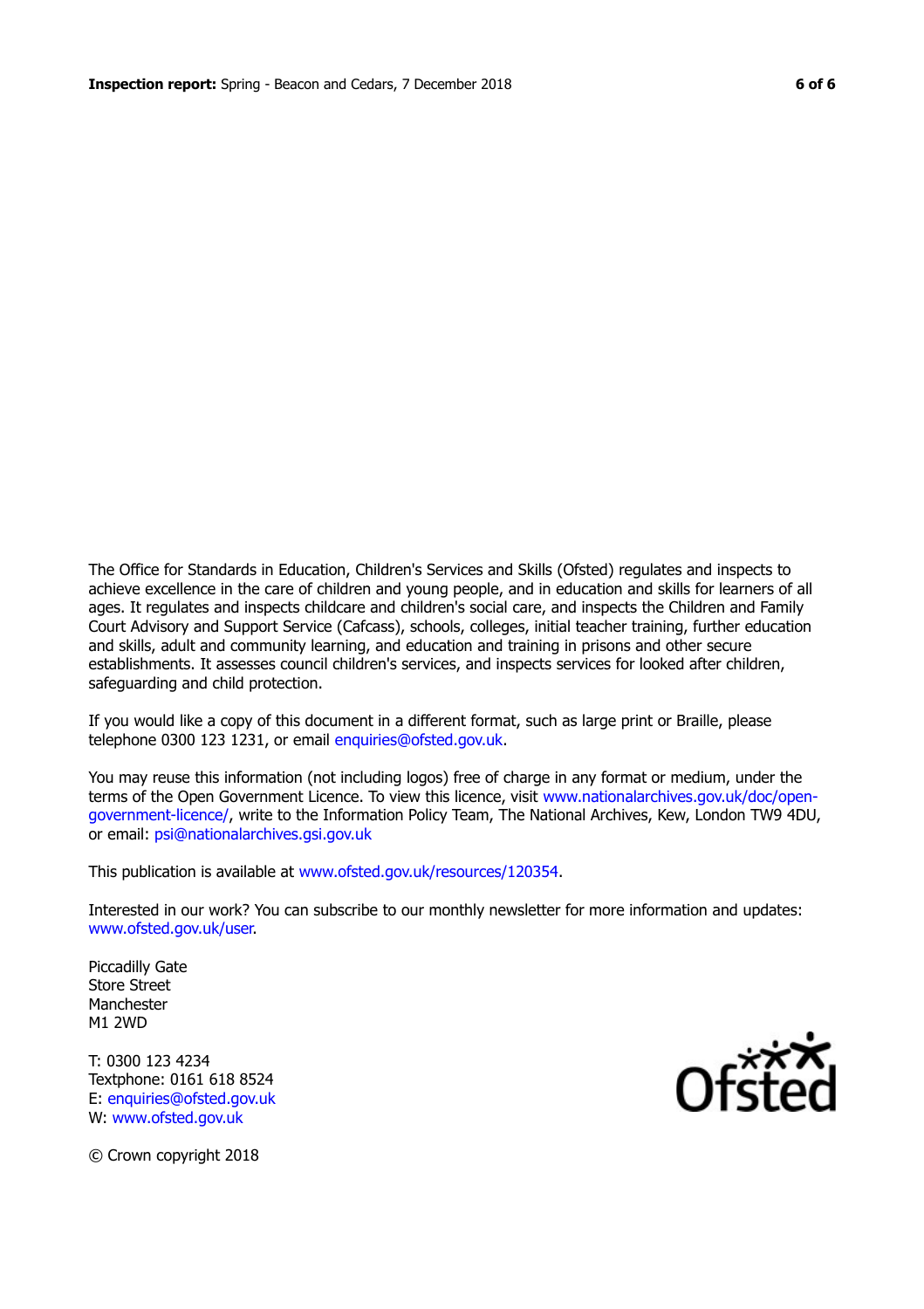The Office for Standards in Education, Children's Services and Skills (Ofsted) regulates and inspects to achieve excellence in the care of children and young people, and in education and skills for learners of all ages. It regulates and inspects childcare and children's social care, and inspects the Children and Family Court Advisory and Support Service (Cafcass), schools, colleges, initial teacher training, further education and skills, adult and community learning, and education and training in prisons and other secure establishments. It assesses council children's services, and inspects services for looked after children, safeguarding and child protection.

If you would like a copy of this document in a different format, such as large print or Braille, please telephone 0300 123 1231, or email enquiries@ofsted.gov.uk.

You may reuse this information (not including logos) free of charge in any format or medium, under the terms of the Open Government Licence. To view this licence, visit www.nationalarchives.gov.uk/doc/open-government-licence/, write to the Information Policy Team, The National Archives, Kew, London TW9 4DU, or email: psi@nationalarchives.gsi.gov.uk

This publication is available at www.ofsted.gov.uk/resources/120354.

Interested in our work? You can subscribe to our monthly newsletter for more information and updates: www.ofsted.gov.uk/user.

Piccadilly Gate
Store Street
Manchester
M1 2WD

T: 0300 123 4234
Textphone: 0161 618 8524
E: enquiries@ofsted.gov.uk
W: www.ofsted.gov.uk

© Crown copyright 2018